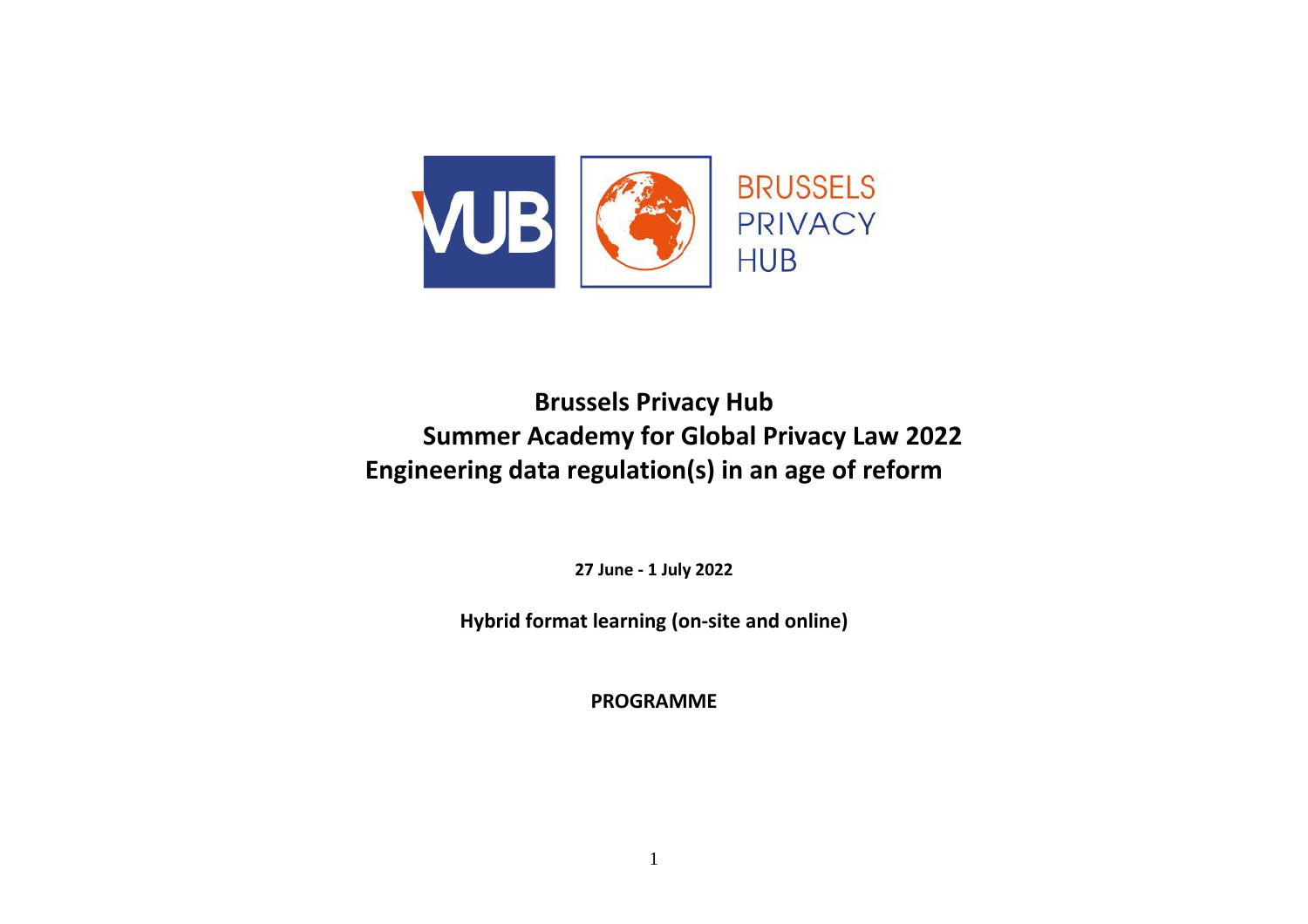# Brussels Privacy Hub

## Summer Academy for Global Privacy Law 2022

## Engineering data regulation(s) in an age of reform

**27 June - 1 July 2022**

**Hybrid format learning (on-site and online)**

**PROGRAMME**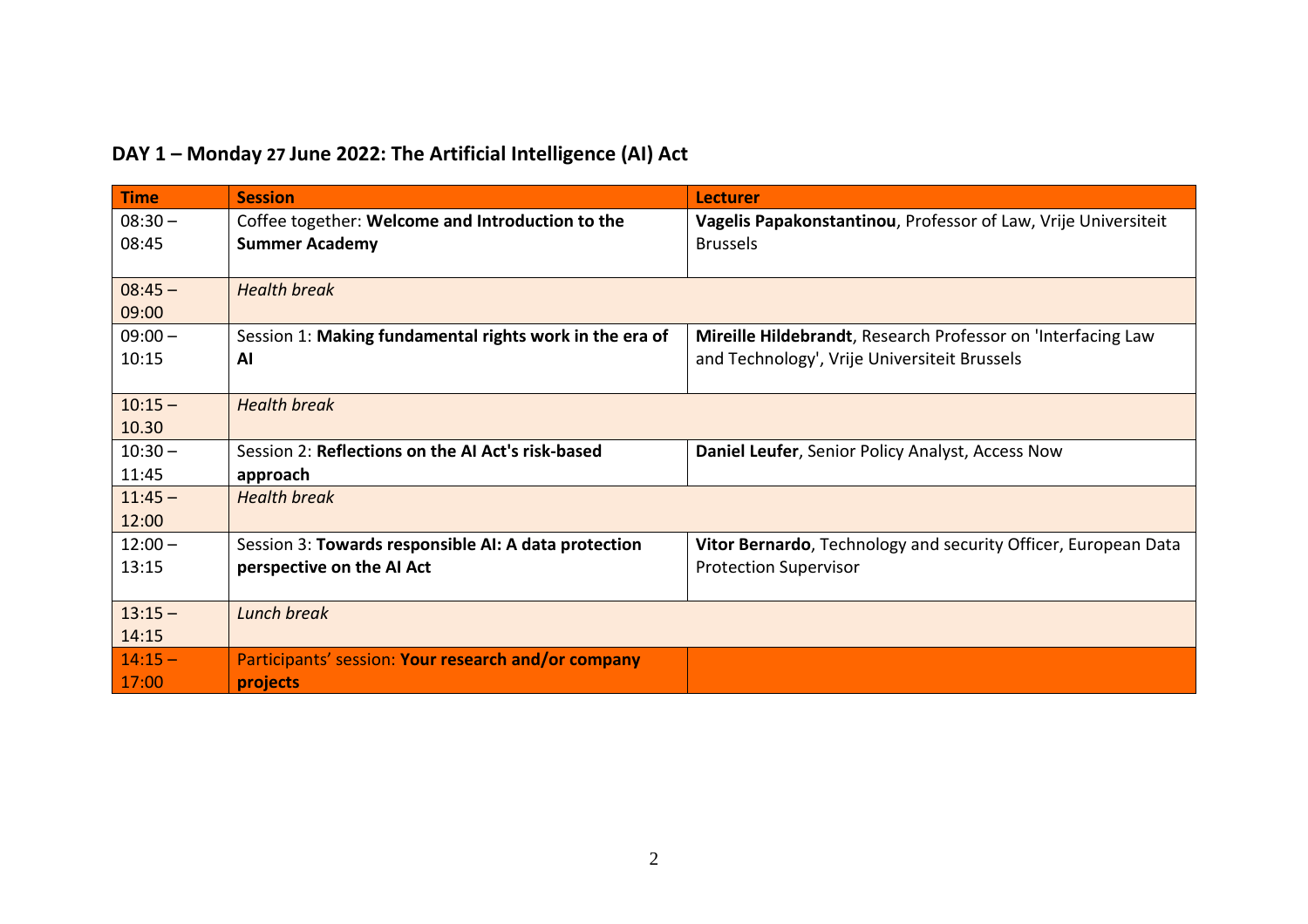## DAY 1 – Monday 27 June 2022: The Artificial Intelligence (AI) Act

| Time | Session | Lecturer |
|---|---|---|
| 08:30 – 08:45 | Coffee together: **Welcome and Introduction to the Summer Academy** | **Vagelis Papakonstantinou**, Professor of Law, Vrije Universiteit Brussels |
| 08:45 – 09:00 | *Health break* | |
| 09:00 – 10:15 | Session 1: **Making fundamental rights work in the era of AI** | **Mireille Hildebrandt**, Research Professor on 'Interfacing Law and Technology', Vrije Universiteit Brussels |
| 10:15 – 10.30 | *Health break* | |
| 10:30 – 11:45 | Session 2: **Reflections on the AI Act's risk-based approach** | **Daniel Leufer**, Senior Policy Analyst, Access Now |
| 11:45 – 12:00 | *Health break* | |
| 12:00 – 13:15 | Session 3: **Towards responsible AI: A data protection perspective on the AI Act** | **Vitor Bernardo**, Technology and security Officer, European Data Protection Supervisor |
| 13:15 – 14:15 | *Lunch break* | |
| 14:15 – 17:00 | Participants' session: **Your research and/or company projects** | |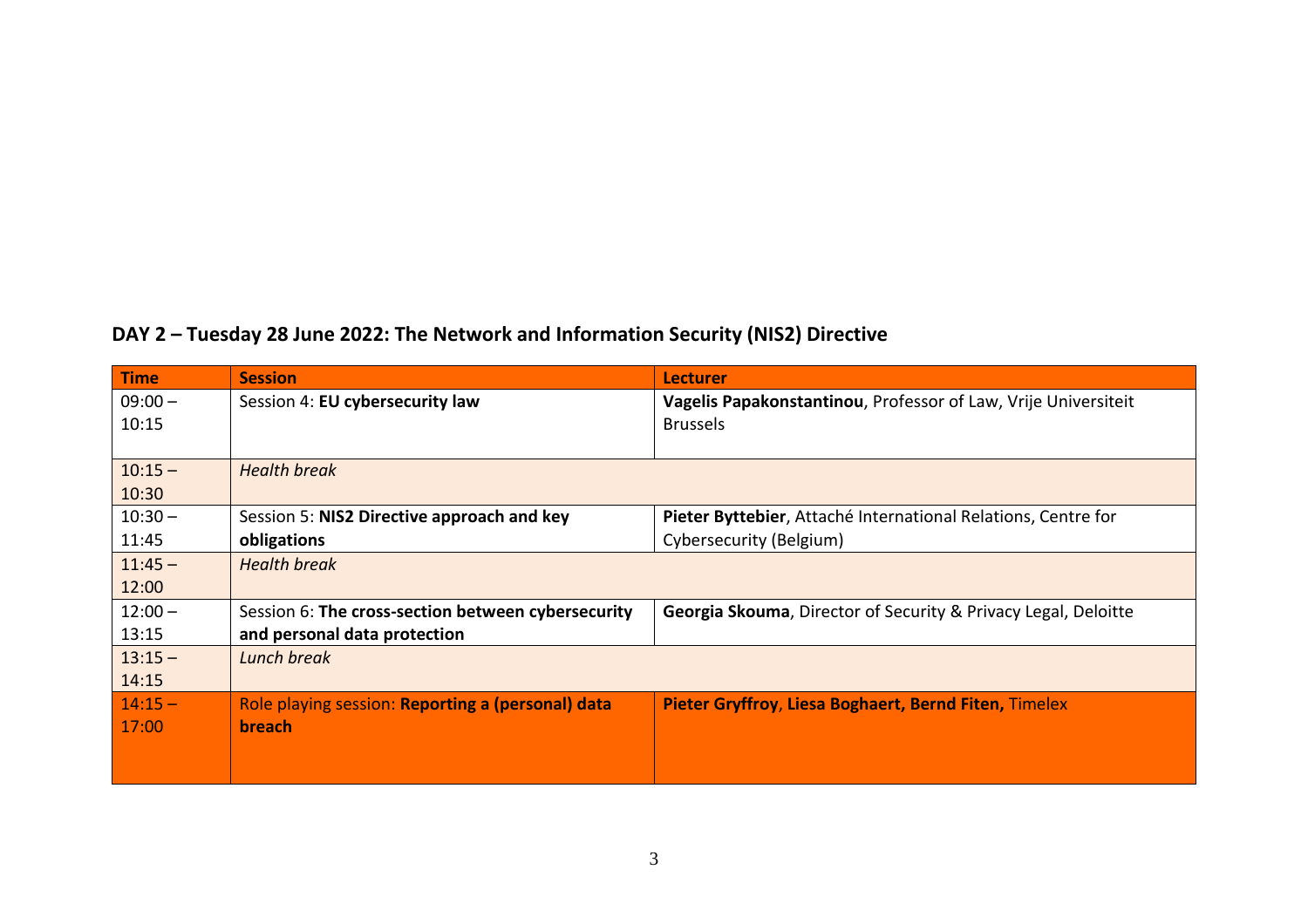## DAY 2 – Tuesday 28 June 2022: The Network and Information Security (NIS2) Directive

| Time | Session | Lecturer |
|---|---|---|
| 09:00 – 10:15 | Session 4: **EU cybersecurity law** | **Vagelis Papakonstantinou**, Professor of Law, Vrije Universiteit Brussels |
| 10:15 – 10:30 | *Health break* | |
| 10:30 – 11:45 | Session 5: **NIS2 Directive approach and key obligations** | **Pieter Byttebier**, Attaché International Relations, Centre for Cybersecurity (Belgium) |
| 11:45 – 12:00 | *Health break* | |
| 12:00 – 13:15 | Session 6: **The cross-section between cybersecurity and personal data protection** | **Georgia Skouma**, Director of Security & Privacy Legal, Deloitte |
| 13:15 – 14:15 | *Lunch break* | |
| 14:15 – 17:00 | Role playing session: **Reporting a (personal) data breach** | **Pieter Gryffroy**, **Liesa Boghaert, Bernd Fiten,** Timelex |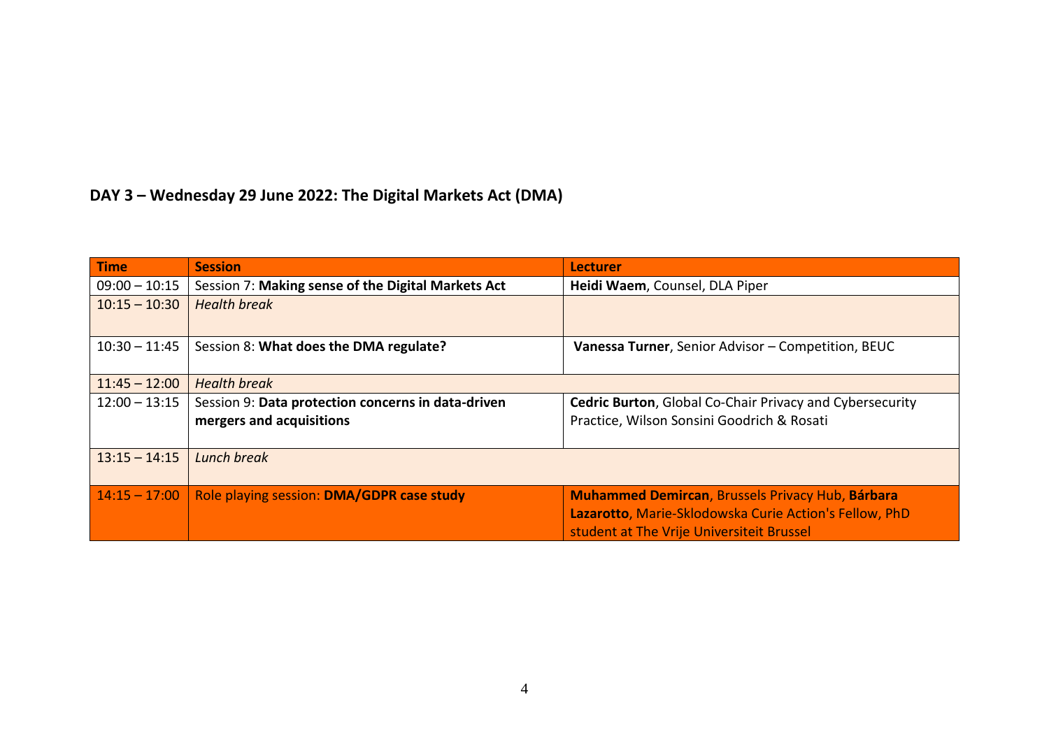**DAY 3 – Wednesday 29 June 2022: The Digital Markets Act (DMA)**

| Time | Session | Lecturer |
|---|---|---|
| 09:00 – 10:15 | Session 7: **Making sense of the Digital Markets Act** | **Heidi Waem**, Counsel, DLA Piper |
| 10:15 – 10:30 | *Health break* | |
| 10:30 – 11:45 | Session 8: **What does the DMA regulate?** | **Vanessa Turner**, Senior Advisor – Competition, BEUC |
| 11:45 – 12:00 | *Health break* | |
| 12:00 – 13:15 | Session 9: **Data protection concerns in data-driven mergers and acquisitions** | **Cedric Burton**, Global Co-Chair Privacy and Cybersecurity Practice, Wilson Sonsini Goodrich & Rosati |
| 13:15 – 14:15 | *Lunch break* | |
| 14:15 – 17:00 | Role playing session: **DMA/GDPR case study** | **Muhammed Demircan**, Brussels Privacy Hub, **Bárbara Lazarotto**, Marie-Sklodowska Curie Action's Fellow, PhD student at The Vrije Universiteit Brussel |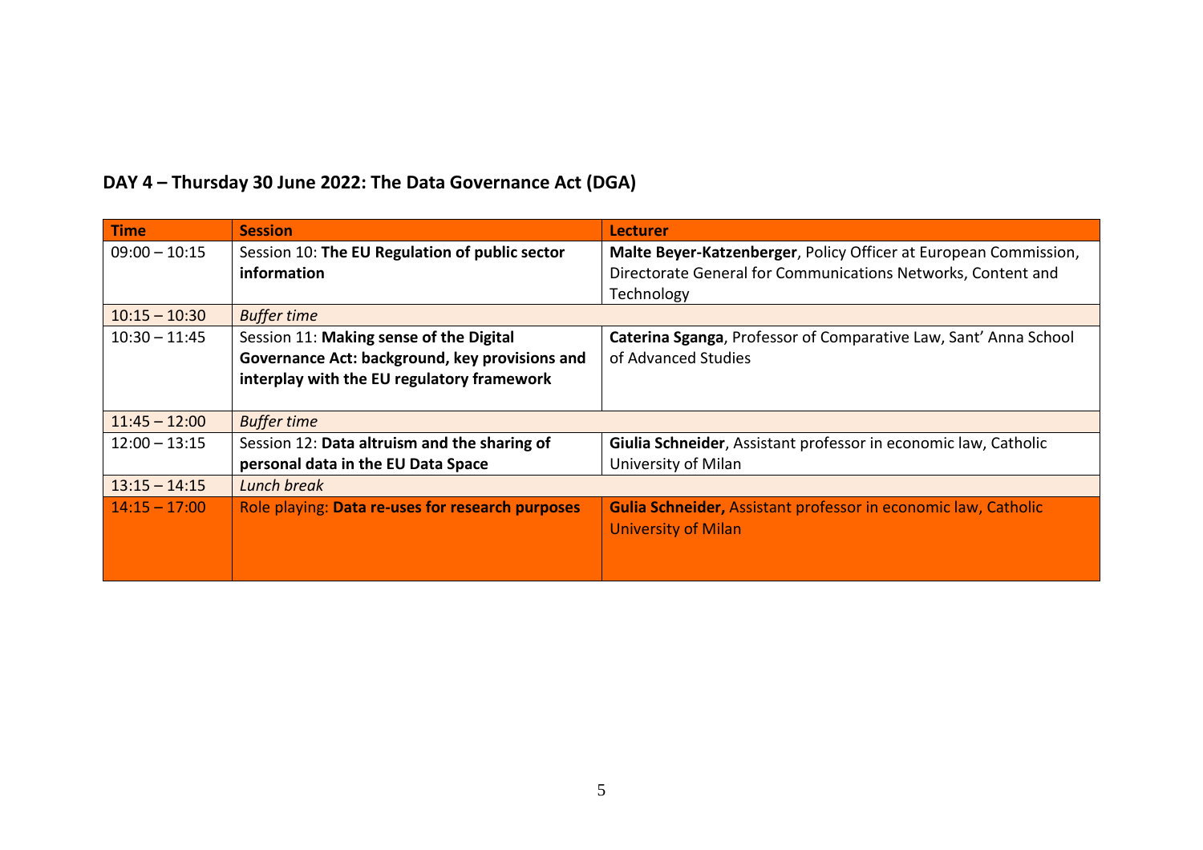## DAY 4 – Thursday 30 June 2022: The Data Governance Act (DGA)

| Time | Session | Lecturer |
| --- | --- | --- |
| 09:00 – 10:15 | Session 10: **The EU Regulation of public sector information** | **Malte Beyer-Katzenberger**, Policy Officer at European Commission, Directorate General for Communications Networks, Content and Technology |
| 10:15 – 10:30 | *Buffer time* | |
| 10:30 – 11:45 | Session 11: **Making sense of the Digital Governance Act: background, key provisions and interplay with the EU regulatory framework** | **Caterina Sganga**, Professor of Comparative Law, Sant' Anna School of Advanced Studies |
| 11:45 – 12:00 | *Buffer time* | |
| 12:00 – 13:15 | Session 12: **Data altruism and the sharing of personal data in the EU Data Space** | **Giulia Schneider**, Assistant professor in economic law, Catholic University of Milan |
| 13:15 – 14:15 | *Lunch break* | |
| 14:15 – 17:00 | Role playing: **Data re-uses for research purposes** | **Gulia Schneider,** Assistant professor in economic law, Catholic University of Milan |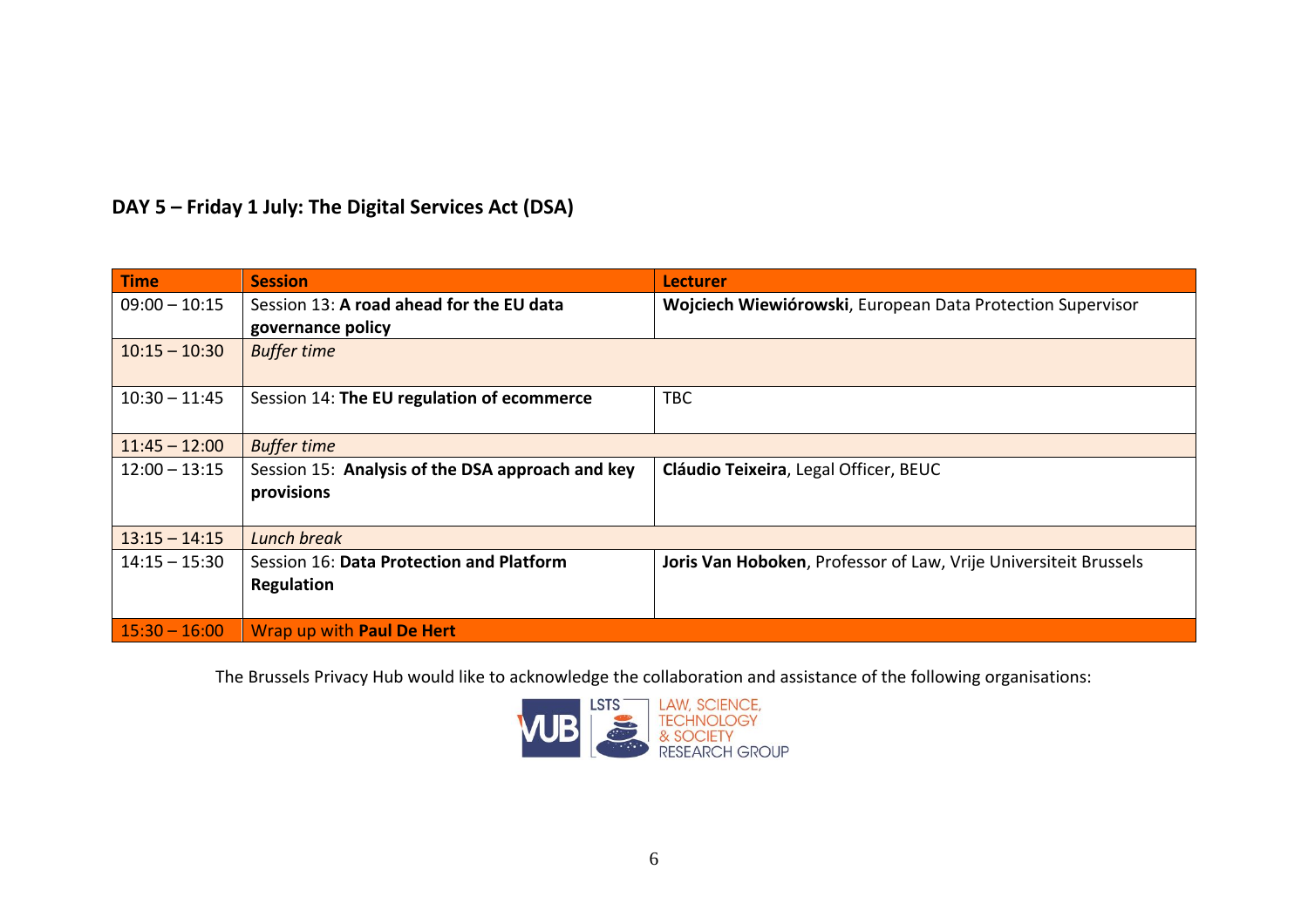**DAY 5 – Friday 1 July: The Digital Services Act (DSA)**

| Time | Session | Lecturer |
|---|---|---|
| 09:00 – 10:15 | Session 13: **A road ahead for the EU data governance policy** | **Wojciech Wiewiórowski**, European Data Protection Supervisor |
| 10:15 – 10:30 | *Buffer time* | |
| 10:30 – 11:45 | Session 14: **The EU regulation of ecommerce** | TBC |
| 11:45 – 12:00 | *Buffer time* | |
| 12:00 – 13:15 | Session 15: **Analysis of the DSA approach and key provisions** | **Cláudio Teixeira**, Legal Officer, BEUC |
| 13:15 – 14:15 | *Lunch break* | |
| 14:15 – 15:30 | Session 16: **Data Protection and Platform Regulation** | **Joris Van Hoboken**, Professor of Law, Vrije Universiteit Brussels |
| 15:30 – 16:00 | Wrap up with **Paul De Hert** | |

The Brussels Privacy Hub would like to acknowledge the collaboration and assistance of the following organisations:

VUB LSTS LAW, SCIENCE, TECHNOLOGY & SOCIETY RESEARCH GROUP